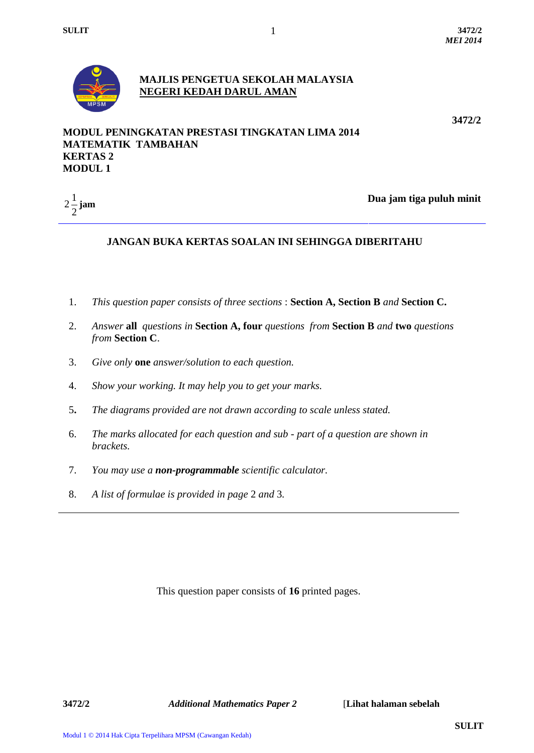**3472/2**

**MAJLIS PENGETUA SEKOLAH MALAYSIA**
**NEGERI KEDAH DARUL AMAN**

**3472/2**

**MODUL PENINGKATAN PRESTASI TINGKATAN LIMA 2014**
**MATEMATIK TAMBAHAN**
**KERTAS 2**
**MODUL 1**

$2\frac{1}{2}$ **jam** **Dua jam tiga puluh minit**

---

**JANGAN BUKA KERTAS SOALAN INI SEHINGGA DIBERITAHU**

1. *This question paper consists of three sections* : **Section A, Section B** *and* **Section C.**
2. *Answer* **all** *questions in* **Section A, four** *questions from* **Section B** *and* **two** *questions from* **Section C**.
3. *Give only* **one** *answer/solution to each question.*
4. *Show your working. It may help you to get your marks.*
5. *The diagrams provided are not drawn according to scale unless stated.*
6. *The marks allocated for each question and sub - part of a question are shown in brackets.*
7. *You may use a* ***non-programmable*** *scientific calculator.*
8. *A list of formulae is provided in page* 2 *and* 3.

---

This question paper consists of **16** printed pages.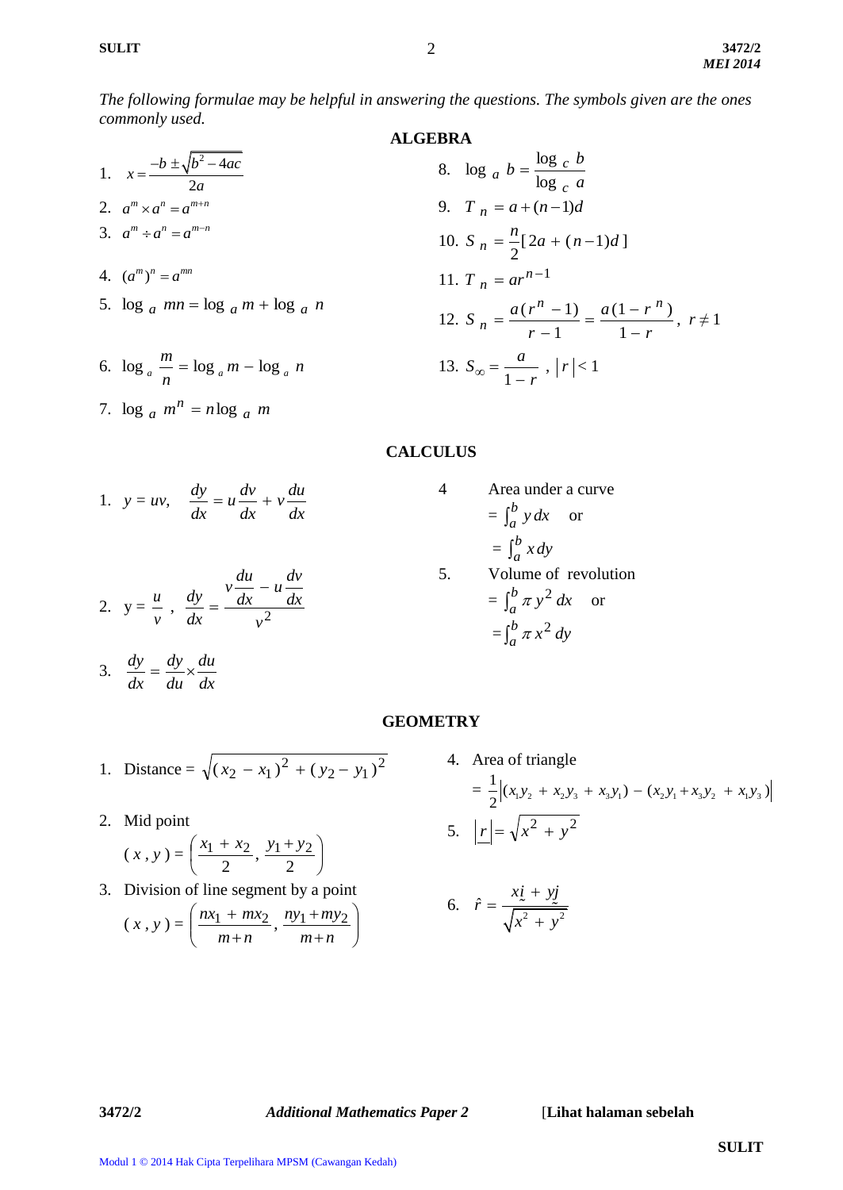*The following formulae may be helpful in answering the questions. The symbols given are the ones commonly used.*

## ALGEBRA

1. $x = \dfrac{-b \pm \sqrt{b^2 - 4ac}}{2a}$
2. $a^m \times a^n = a^{m+n}$
3. $a^m \div a^n = a^{m-n}$
4. $(a^m)^n = a^{mn}$
5. $\log_a mn = \log_a m + \log_a n$
6. $\log_a \dfrac{m}{n} = \log_a m - \log_a n$
7. $\log_a m^n = n \log_a m$
8. $\log_a b = \dfrac{\log_c b}{\log_c a}$
9. $T_n = a + (n-1)d$
10. $S_n = \dfrac{n}{2}[2a + (n-1)d]$
11. $T_n = ar^{n-1}$
12. $S_n = \dfrac{a(r^n - 1)}{r - 1} = \dfrac{a(1 - r^n)}{1 - r}$, $r \neq 1$
13. $S_\infty = \dfrac{a}{1 - r}$ , $|r| < 1$

## CALCULUS

1. $y = uv$, $\dfrac{dy}{dx} = u\dfrac{dv}{dx} + v\dfrac{du}{dx}$
2. $y = \dfrac{u}{v}$ , $\dfrac{dy}{dx} = \dfrac{v\dfrac{du}{dx} - u\dfrac{dv}{dx}}{v^2}$
3. $\dfrac{dy}{dx} = \dfrac{dy}{du} \times \dfrac{du}{dx}$
4. Area under a curve
   $= \int_a^b y \, dx$ or
   $= \int_a^b x \, dy$
5. Volume of revolution
   $= \int_a^b \pi y^2 \, dx$ or
   $= \int_a^b \pi x^2 \, dy$

## GEOMETRY

1. Distance $= \sqrt{(x_2 - x_1)^2 + (y_2 - y_1)^2}$
2. Mid point
   $(x, y) = \left( \dfrac{x_1 + x_2}{2}, \dfrac{y_1 + y_2}{2} \right)$
3. Division of line segment by a point
   $(x, y) = \left( \dfrac{nx_1 + mx_2}{m + n}, \dfrac{ny_1 + my_2}{m + n} \right)$
4. Area of triangle
   $= \dfrac{1}{2} \left| (x_1 y_2 + x_2 y_3 + x_3 y_1) - (x_2 y_1 + x_3 y_2 + x_1 y_3) \right|$
5. $|\underset{\sim}{r}| = \sqrt{x^2 + y^2}$
6. $\hat{r} = \dfrac{x\underset{\sim}{i} + y\underset{\sim}{j}}{\sqrt{x^2 + y^2}}$

Modul 1 © 2014 Hak Cipta Terpelihara MPSM (Cawangan Kedah)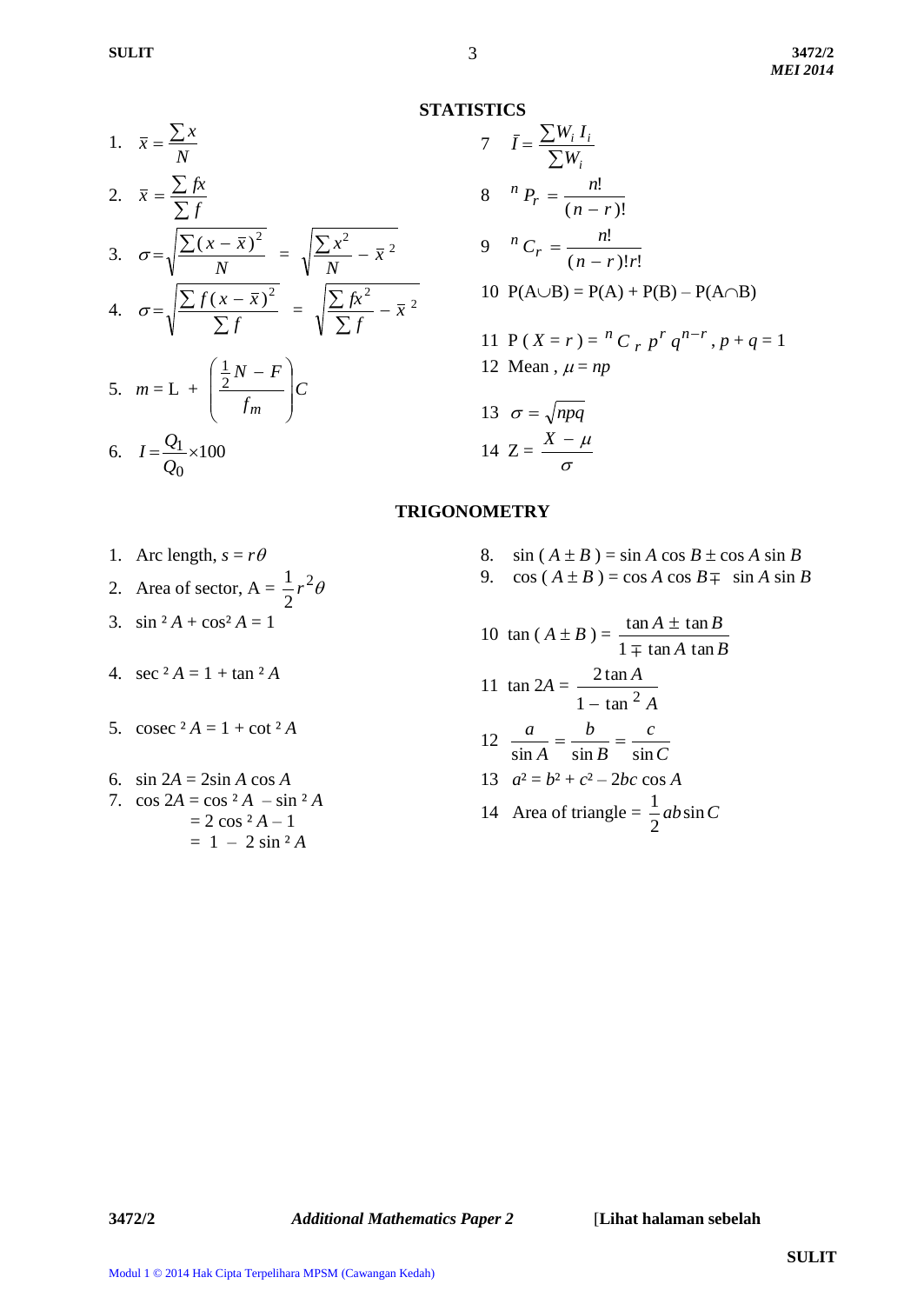## STATISTICS

1. $\bar{x} = \dfrac{\sum x}{N}$

2. $\bar{x} = \dfrac{\sum fx}{\sum f}$

3. $\sigma = \sqrt{\dfrac{\sum (x - \bar{x})^2}{N}} = \sqrt{\dfrac{\sum x^2}{N} - \bar{x}^2}$

4. $\sigma = \sqrt{\dfrac{\sum f(x - \bar{x})^2}{\sum f}} = \sqrt{\dfrac{\sum fx^2}{\sum f} - \bar{x}^2}$

5. $m = L + \left( \dfrac{\frac{1}{2}N - F}{f_m} \right) C$

6. $I = \dfrac{Q_1}{Q_0} \times 100$

7. $\bar{I} = \dfrac{\sum W_i I_i}{\sum W_i}$

8. ${}^{n}P_{r} = \dfrac{n!}{(n-r)!}$

9. ${}^{n}C_{r} = \dfrac{n!}{(n-r)!r!}$

10. $P(A \cup B) = P(A) + P(B) - P(A \cap B)$

11. $P(X = r) = {}^{n}C_{r}\, p^{r} q^{n-r}, \; p + q = 1$

12. Mean, $\mu = np$

13. $\sigma = \sqrt{npq}$

14. $Z = \dfrac{X - \mu}{\sigma}$

## TRIGONOMETRY

1. Arc length, $s = r\theta$

2. Area of sector, $A = \dfrac{1}{2} r^2 \theta$

3. $\sin^2 A + \cos^2 A = 1$

4. $\sec^2 A = 1 + \tan^2 A$

5. $\operatorname{cosec}^2 A = 1 + \cot^2 A$

6. $\sin 2A = 2 \sin A \cos A$

7. $\cos 2A = \cos^2 A - \sin^2 A$
   $= 2\cos^2 A - 1$
   $= 1 - 2\sin^2 A$

8. $\sin(A \pm B) = \sin A \cos B \pm \cos A \sin B$

9. $\cos(A \pm B) = \cos A \cos B \mp \sin A \sin B$

10. $\tan(A \pm B) = \dfrac{\tan A \pm \tan B}{1 \mp \tan A \tan B}$

11. $\tan 2A = \dfrac{2\tan A}{1 - \tan^2 A}$

12. $\dfrac{a}{\sin A} = \dfrac{b}{\sin B} = \dfrac{c}{\sin C}$

13. $a^2 = b^2 + c^2 - 2bc \cos A$

14. Area of triangle $= \dfrac{1}{2} ab \sin C$

3472/2 *Additional Mathematics Paper 2* [Lihat halaman sebelah

Modul 1 © 2014 Hak Cipta Terpelihara MPSM (Cawangan Kedah)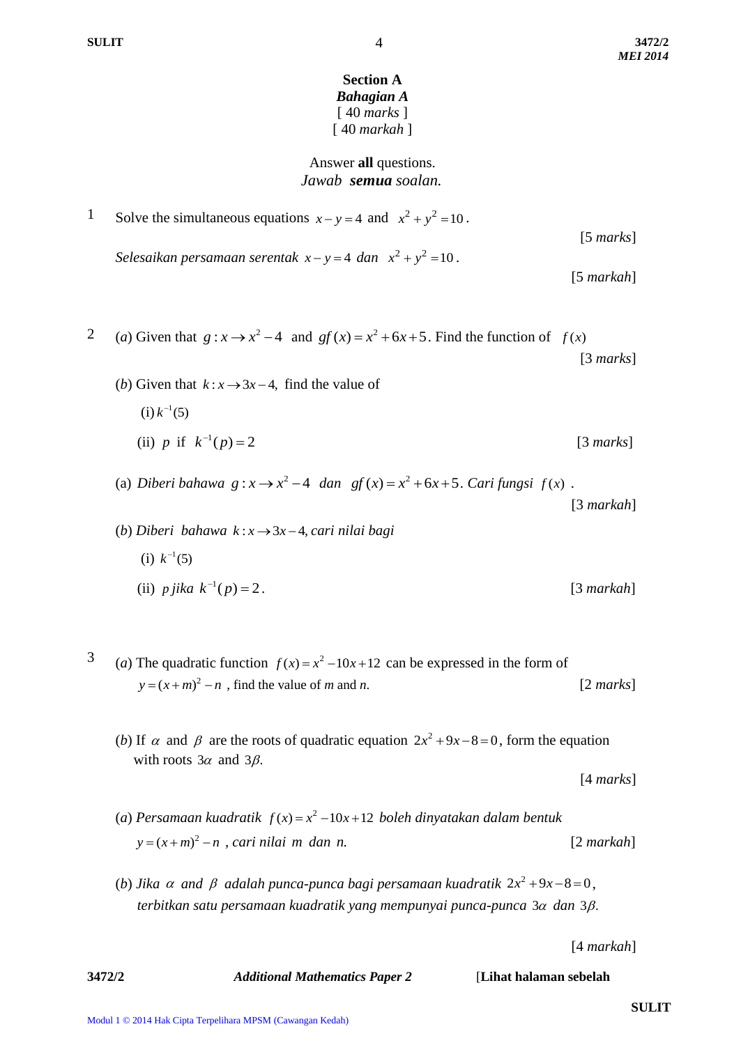## Section A

### *Bahagian A*

[ 40 *marks* ]

[ 40 *markah* ]

Answer **all** questions.

*Jawab* ***semua*** *soalan.*

1 Solve the simultaneous equations $x - y = 4$ and $x^2 + y^2 = 10$.

[5 *marks*]

*Selesaikan persamaan serentak* $x - y = 4$ *dan* $x^2 + y^2 = 10$.

[5 *markah*]

2 (*a*) Given that $g : x \rightarrow x^2 - 4$ and $gf(x) = x^2 + 6x + 5$. Find the function of $f(x)$

[3 *marks*]

(*b*) Given that $k : x \rightarrow 3x - 4$, find the value of

(i) $k^{-1}(5)$

(ii) $p$ if $k^{-1}(p) = 2$ [3 *marks*]

(a) *Diberi bahawa* $g : x \rightarrow x^2 - 4$ *dan* $gf(x) = x^2 + 6x + 5$. *Cari fungsi* $f(x)$ .

[3 *markah*]

(*b*) *Diberi bahawa* $k : x \rightarrow 3x - 4$, *cari nilai bagi*

(i) $k^{-1}(5)$

(ii) $p$ *jika* $k^{-1}(p) = 2$. [3 *markah*]

3 (*a*) The quadratic function $f(x) = x^2 - 10x + 12$ can be expressed in the form of $y = (x + m)^2 - n$ , find the value of *m* and *n*. [2 *marks*]

(*b*) If $\alpha$ and $\beta$ are the roots of quadratic equation $2x^2 + 9x - 8 = 0$, form the equation with roots $3\alpha$ and $3\beta$.

[4 *marks*]

(*a*) *Persamaan kuadratik* $f(x) = x^2 - 10x + 12$ *boleh dinyatakan dalam bentuk* $y = (x + m)^2 - n$ , *cari nilai* $m$ *dan* $n$. [2 *markah*]

(*b*) *Jika* $\alpha$ *and* $\beta$ *adalah punca-punca bagi persamaan kuadratik* $2x^2 + 9x - 8 = 0$, *terbitkan satu persamaan kuadratik yang mempunyai punca-punca* $3\alpha$ *dan* $3\beta$.

[4 *markah*]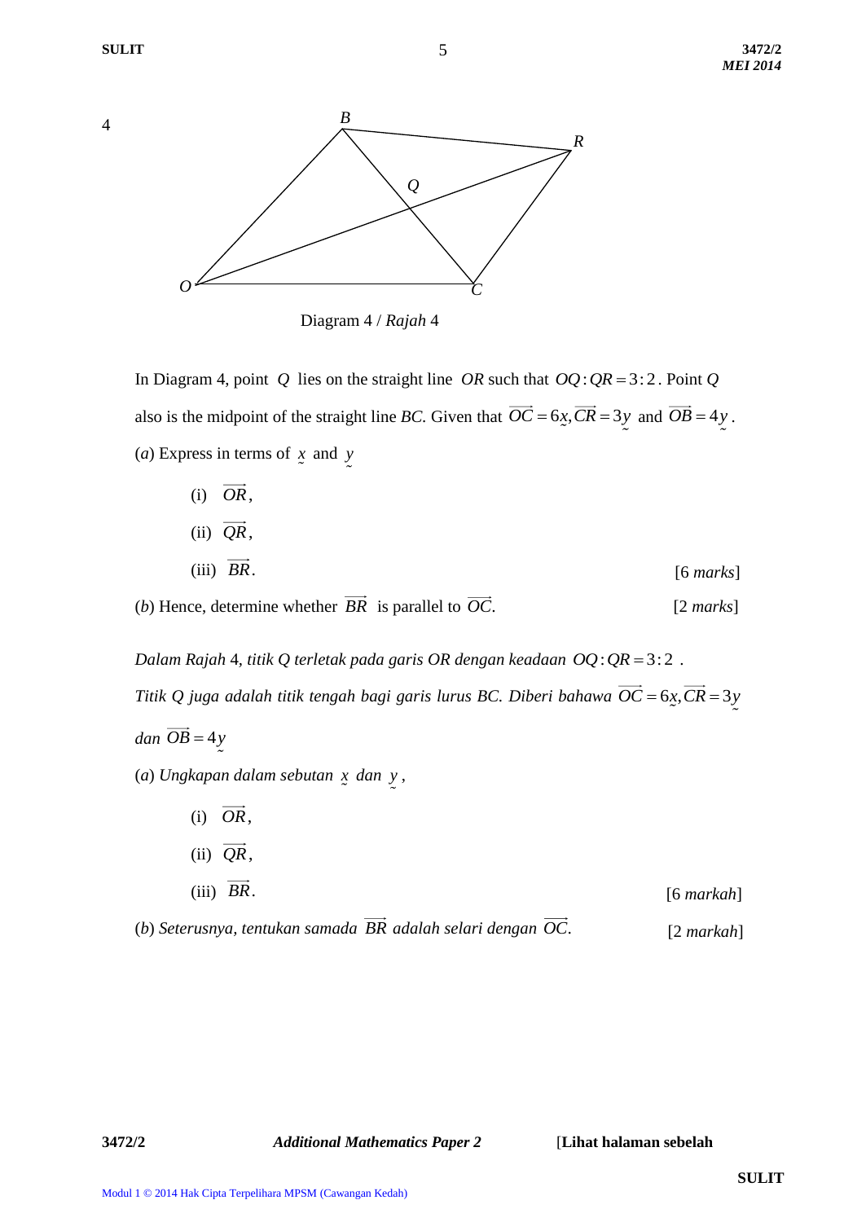4

Diagram 4 / *Rajah* 4

In Diagram 4, point $Q$ lies on the straight line $OR$ such that $OQ : QR = 3 : 2$. Point $Q$ also is the midpoint of the straight line $BC$. Given that $\overrightarrow{OC} = 6\underset{\sim}{x}, \overrightarrow{CR} = 3\underset{\sim}{y}$ and $\overrightarrow{OB} = 4\underset{\sim}{y}$.

(*a*) Express in terms of $\underset{\sim}{x}$ and $\underset{\sim}{y}$

(i) $\overrightarrow{OR}$,

(ii) $\overrightarrow{QR}$,

(iii) $\overrightarrow{BR}$. [6 *marks*]

(*b*) Hence, determine whether $\overrightarrow{BR}$ is parallel to $\overrightarrow{OC}$. [2 *marks*]

*Dalam Rajah* 4, *titik Q terletak pada garis OR dengan keadaan* $OQ : QR = 3 : 2$.

*Titik Q juga adalah titik tengah bagi garis lurus BC. Diberi bahawa* $\overrightarrow{OC} = 6\underset{\sim}{x}, \overrightarrow{CR} = 3\underset{\sim}{y}$ *dan* $\overrightarrow{OB} = 4\underset{\sim}{y}$

(*a*) *Ungkapan dalam sebutan* $\underset{\sim}{x}$ *dan* $\underset{\sim}{y}$,

(i) $\overrightarrow{OR}$,

(ii) $\overrightarrow{QR}$,

(iii) $\overrightarrow{BR}$. [6 *markah*]

(*b*) *Seterusnya, tentukan samada* $\overrightarrow{BR}$ *adalah selari dengan* $\overrightarrow{OC}$. [2 *markah*]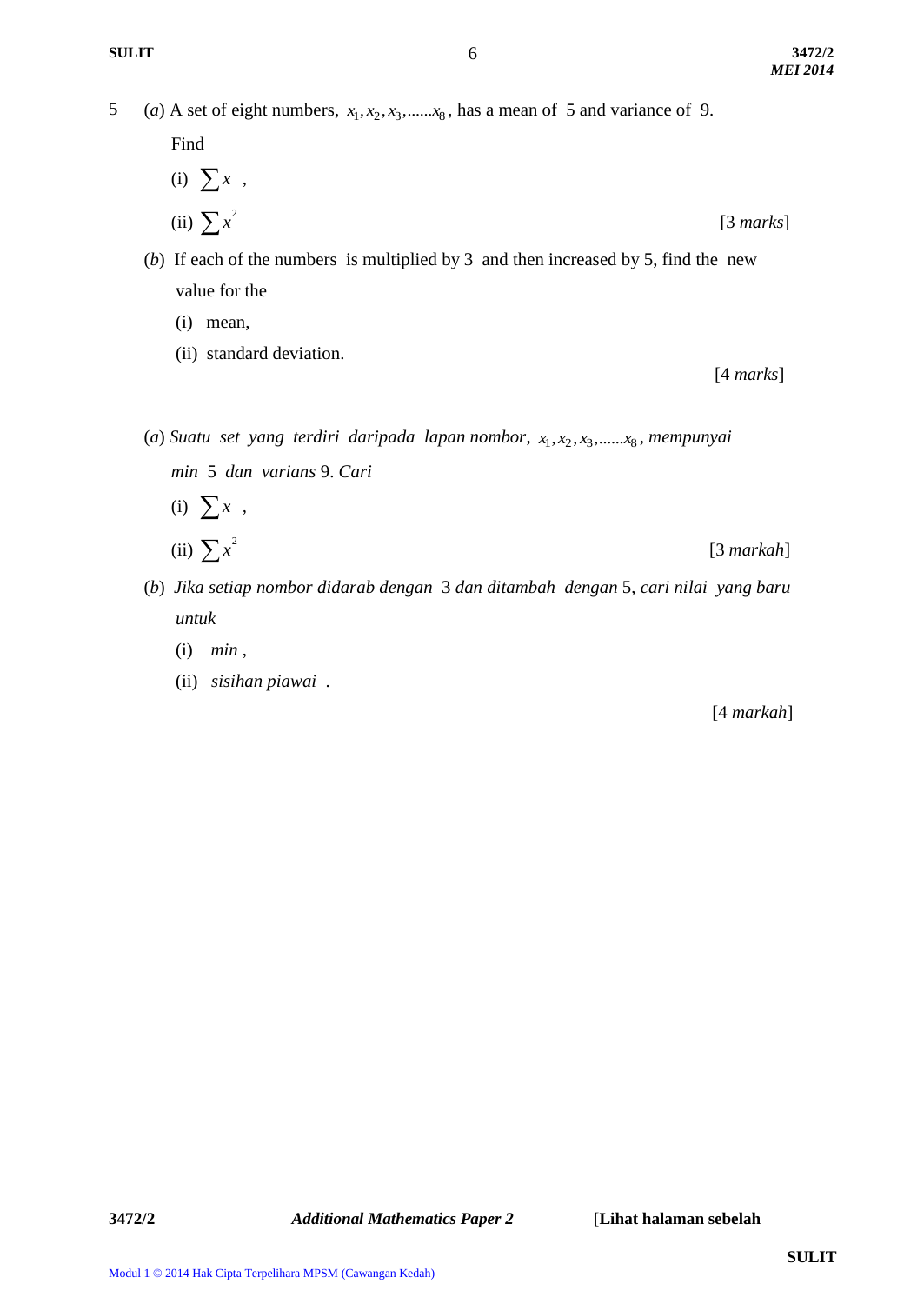5 (*a*) A set of eight numbers, $x_1, x_2, x_3, ......x_8$, has a mean of 5 and variance of 9.

Find

(i) $\sum x$ ,

(ii) $\sum x^2$ [3 *marks*]

(*b*) If each of the numbers is multiplied by 3 and then increased by 5, find the new value for the

(i) mean,

(ii) standard deviation.

[4 *marks*]

(*a*) *Suatu set yang terdiri daripada lapan nombor*, $x_1, x_2, x_3, ......x_8$, *mempunyai min* 5 *dan varians* 9. *Cari*

(i) $\sum x$ ,

(ii) $\sum x^2$ [3 *markah*]

(*b*) *Jika setiap nombor didarab dengan* 3 *dan ditambah dengan* 5, *cari nilai yang baru untuk*

(i) *min* ,

(ii) *sisihan piawai* .

[4 *markah*]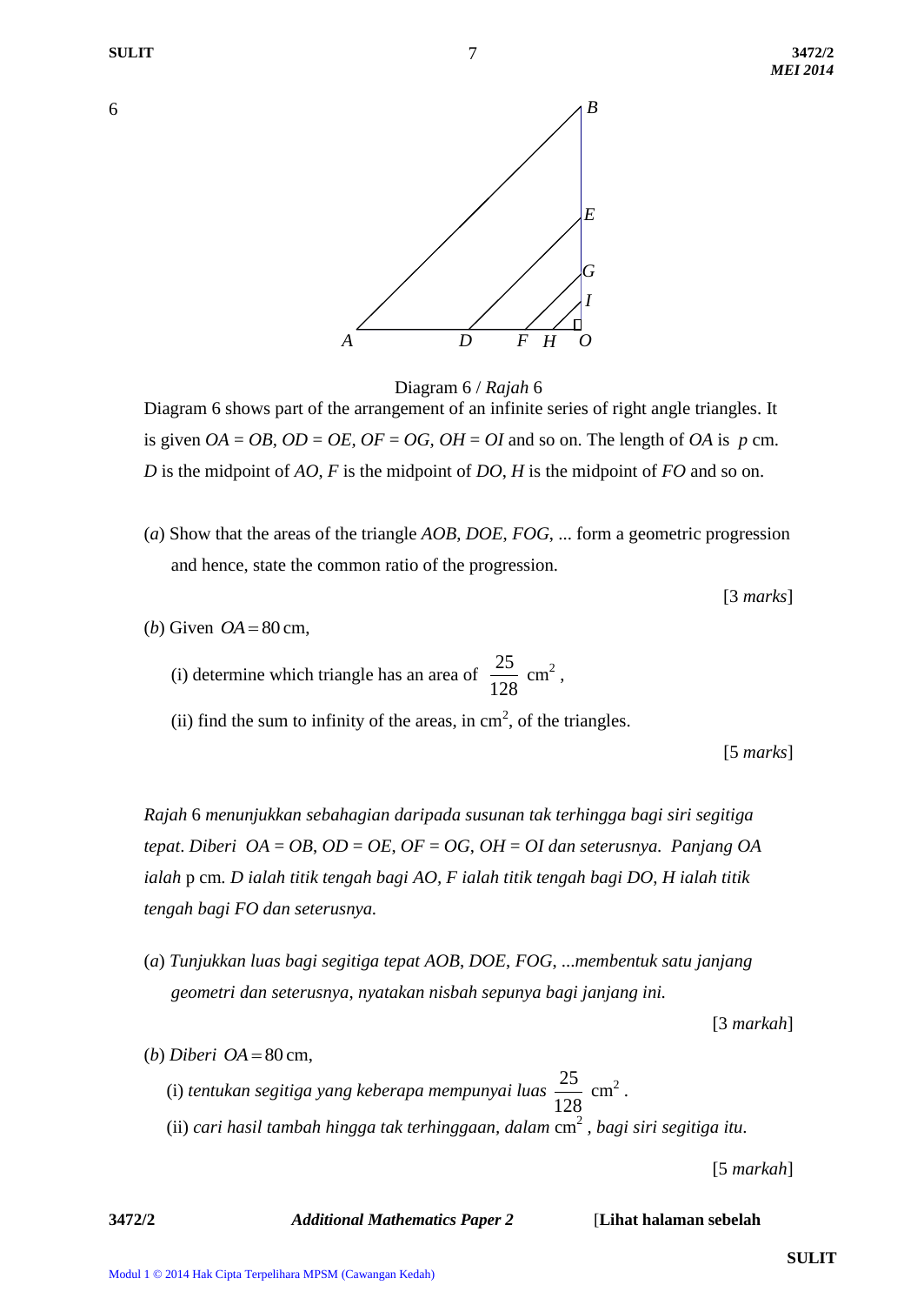6

Diagram 6 / *Rajah* 6

Diagram 6 shows part of the arrangement of an infinite series of right angle triangles. It is given $OA = OB$, $OD = OE$, $OF = OG$, $OH = OI$ and so on. The length of $OA$ is $p$ cm. $D$ is the midpoint of $AO$, $F$ is the midpoint of $DO$, $H$ is the midpoint of $FO$ and so on.

(*a*) Show that the areas of the triangle $AOB$, $DOE$, $FOG$, ... form a geometric progression and hence, state the common ratio of the progression.

[3 *marks*]

(*b*) Given $OA = 80$ cm,

(i) determine which triangle has an area of $\frac{25}{128}$ cm$^2$,

(ii) find the sum to infinity of the areas, in cm$^2$, of the triangles.

[5 *marks*]

*Rajah* 6 *menunjukkan sebahagian daripada susunan tak terhingga bagi siri segitiga tepat. Diberi* $OA = OB$, $OD = OE$, $OF = OG$, $OH = OI$ *dan seterusnya. Panjang OA ialah* p cm. *D ialah titik tengah bagi AO, F ialah titik tengah bagi DO, H ialah titik tengah bagi FO dan seterusnya.*

(*a*) *Tunjukkan luas bagi segitiga tepat AOB, DOE, FOG, ...membentuk satu janjang geometri dan seterusnya, nyatakan nisbah sepunya bagi janjang ini.*

[3 *markah*]

(*b*) *Diberi* $OA = 80$ cm,

(i) *tentukan segitiga yang keberapa mempunyai luas* $\frac{25}{128}$ cm$^2$.

(ii) *cari hasil tambah hingga tak terhinggaan, dalam* cm$^2$ *, bagi siri segitiga itu.*

[5 *markah*]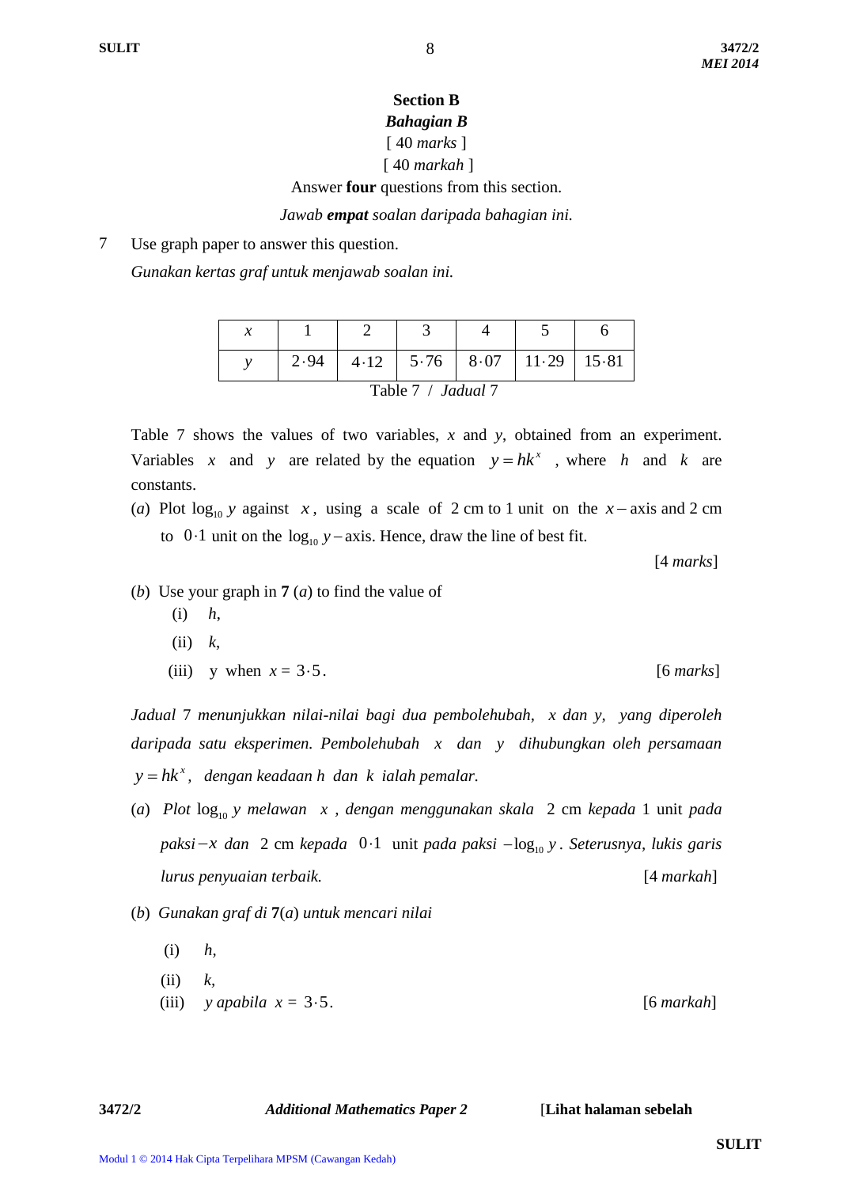## Section B

### *Bahagian B*

[ 40 *marks* ]

[ 40 *markah* ]

Answer **four** questions from this section.

*Jawab* ***empat*** *soalan daripada bahagian ini.*

7 Use graph paper to answer this question.

*Gunakan kertas graf untuk menjawab soalan ini.*

| $x$ | 1 | 2 | 3 | 4 | 5 | 6 |
|---|---|---|---|---|---|---|
| $y$ | $2{\cdot}94$ | $4{\cdot}12$ | $5{\cdot}76$ | $8{\cdot}07$ | $11{\cdot}29$ | $15{\cdot}81$ |

Table 7 / *Jadual* 7

Table 7 shows the values of two variables, $x$ and $y$, obtained from an experiment. Variables $x$ and $y$ are related by the equation $y = hk^x$ , where $h$ and $k$ are constants.

(*a*) Plot $\log_{10} y$ against $x$, using a scale of 2 cm to 1 unit on the $x-$axis and 2 cm to $0{\cdot}1$ unit on the $\log_{10} y-$axis. Hence, draw the line of best fit. [4 *marks*]

(*b*) Use your graph in **7** (*a*) to find the value of

(i) $h$,

(ii) $k$,

(iii) y when $x = 3{\cdot}5$. [6 *marks*]

*Jadual* 7 *menunjukkan nilai-nilai bagi dua pembolehubah, $x$ dan $y$, yang diperoleh daripada satu eksperimen. Pembolehubah $x$ dan $y$ dihubungkan oleh persamaan $y = hk^x$, dengan keadaan $h$ dan $k$ ialah pemalar.*

(*a*) *Plot* $\log_{10} y$ *melawan* $x$ *, dengan menggunakan skala* 2 cm *kepada* 1 unit *pada paksi*$-x$ *dan* 2 cm *kepada* $0{\cdot}1$ unit *pada paksi* $-\log_{10} y$. *Seterusnya, lukis garis lurus penyuaian terbaik.* [4 *markah*]

(*b*) *Gunakan graf di* **7**(*a*) *untuk mencari nilai*

(i) $h$,

(ii) $k$,

(iii) $y$ *apabila* $x = 3{\cdot}5$. [6 *markah*]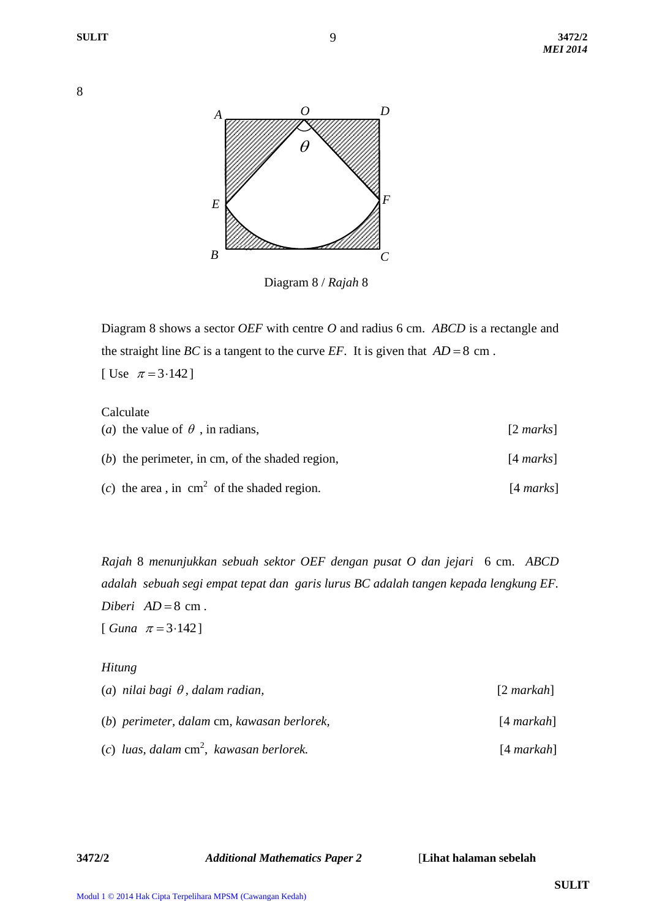8

Diagram 8 / *Rajah* 8

Diagram 8 shows a sector *OEF* with centre *O* and radius 6 cm. *ABCD* is a rectangle and the straight line *BC* is a tangent to the curve *EF*. It is given that $AD = 8$ cm .
[ Use $\pi = 3{\cdot}142$ ]

Calculate

(*a*) the value of $\theta$ , in radians, [2 *marks*]

(*b*) the perimeter, in cm, of the shaded region, [4 *marks*]

(*c*) the area , in $\text{cm}^2$ of the shaded region. [4 *marks*]

*Rajah* 8 *menunjukkan sebuah sektor OEF dengan pusat O dan jejari* 6 cm. *ABCD adalah sebuah segi empat tepat dan garis lurus BC adalah tangen kepada lengkung EF.*
*Diberi* $AD = 8$ cm .
[ *Guna* $\pi = 3{\cdot}142$ ]

*Hitung*

(*a*) *nilai bagi* $\theta$, *dalam radian,* [2 *markah*]

(*b*) *perimeter, dalam* cm, *kawasan berlorek,* [4 *markah*]

(*c*) *luas, dalam* $\text{cm}^2$, *kawasan berlorek.* [4 *markah*]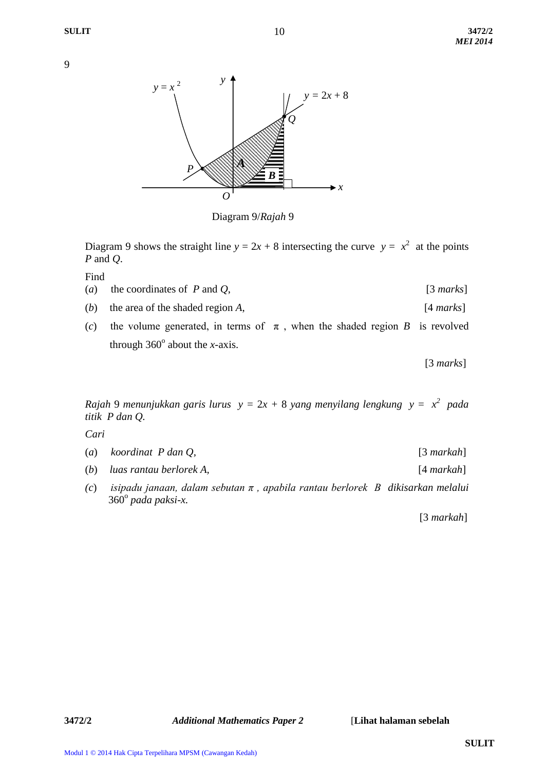9

Diagram 9/*Rajah* 9

Diagram 9 shows the straight line $y = 2x + 8$ intersecting the curve $y = x^2$ at the points $P$ and $Q$.

Find

(*a*) the coordinates of $P$ and $Q$, [3 *marks*]

(*b*) the area of the shaded region $A$, [4 *marks*]

(*c*) the volume generated, in terms of $\pi$, when the shaded region $B$ is revolved through $360^o$ about the $x$-axis. [3 *marks*]

*Rajah* 9 *menunjukkan garis lurus* $y = 2x + 8$ *yang menyilang lengkung* $y = x^2$ *pada titik* $P$ *dan* $Q$.

*Cari*

(*a*) *koordinat* $P$ *dan* $Q$, [3 *markah*]

(*b*) *luas rantau berlorek* $A$, [4 *markah*]

(*c*) *isipadu janaan, dalam sebutan* $\pi$ *, apabila rantau berlorek* $B$ *dikisarkan melalui* $360^o$ *pada paksi-x.* [3 *markah*]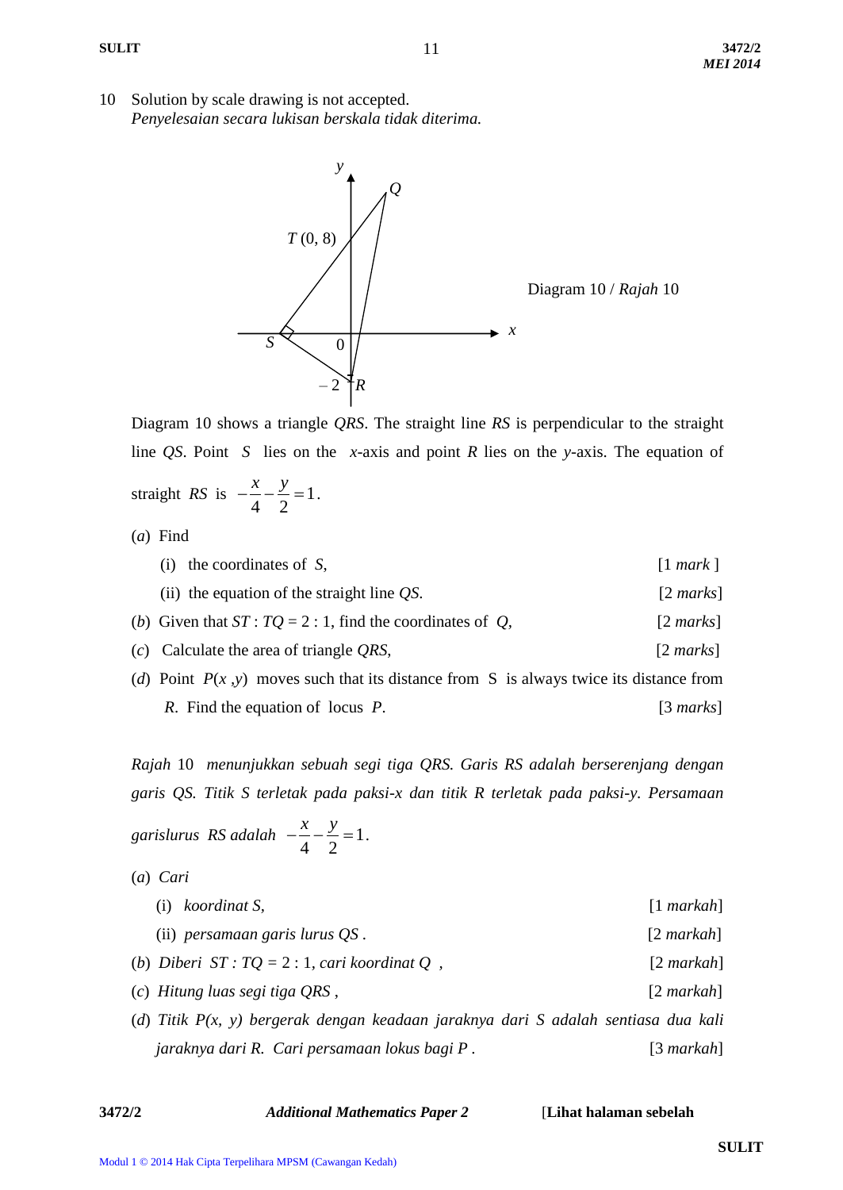10 Solution by scale drawing is not accepted.
*Penyelesaian secara lukisan berskala tidak diterima.*

Diagram 10 / *Rajah* 10

Diagram 10 shows a triangle *QRS*. The straight line *RS* is perpendicular to the straight line *QS*. Point *S* lies on the *x*-axis and point *R* lies on the *y*-axis. The equation of straight *RS* is $-\frac{x}{4}-\frac{y}{2}=1$.

(*a*) Find

(i) the coordinates of *S*, [1 *mark* ]

(ii) the equation of the straight line *QS*. [2 *marks*]

(*b*) Given that $ST : TQ = 2 : 1$, find the coordinates of *Q*, [2 *marks*]

(*c*) Calculate the area of triangle *QRS*, [2 *marks*]

(*d*) Point $P(x, y)$ moves such that its distance from S is always twice its distance from *R*. Find the equation of locus *P*. [3 *marks*]

*Rajah* 10 *menunjukkan sebuah segi tiga QRS. Garis RS adalah berserenjang dengan garis QS. Titik S terletak pada paksi-x dan titik R terletak pada paksi-y. Persamaan garislurus RS adalah* $-\frac{x}{4}-\frac{y}{2}=1$.

(*a*) *Cari*

(i) *koordinat S*, [1 *markah*]

(ii) *persamaan garis lurus QS* . [2 *markah*]

(*b*) *Diberi* $ST : TQ = 2 : 1$, *cari koordinat Q* , [2 *markah*]

(*c*) *Hitung luas segi tiga QRS* , [2 *markah*]

(*d*) *Titik P(x, y) bergerak dengan keadaan jaraknya dari S adalah sentiasa dua kali jaraknya dari R. Cari persamaan lokus bagi P* . [3 *markah*]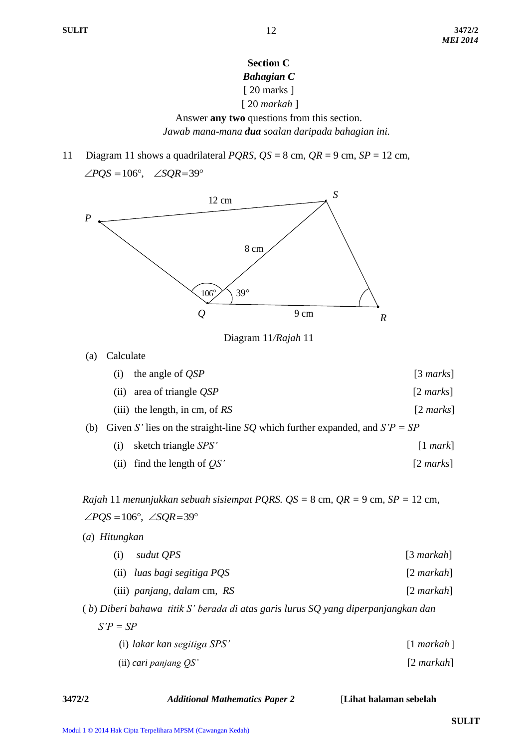## Section C
### *Bahagian C*

[ 20 marks ]

[ 20 *markah* ]

Answer **any two** questions from this section.

*Jawab mana-mana **dua** soalan daripada bahagian ini.*

11 Diagram 11 shows a quadrilateral *PQRS*, *QS* = 8 cm, *QR* = 9 cm, *SP* = 12 cm, $\angle PQS = 106°$, $\angle SQR = 39°$

Diagram 11/*Rajah* 11

(a) Calculate

(i) the angle of *QSP* [3 *marks*]

(ii) area of triangle *QSP* [2 *marks*]

(iii) the length, in cm, of *RS* [2 *marks*]

(b) Given *S'* lies on the straight-line *SQ* which further expanded, and *S'P* = *SP*

(i) sketch triangle *SPS'* [1 *mark*]

(ii) find the length of *QS'* [2 *marks*]

*Rajah* 11 *menunjukkan sebuah sisiempat PQRS.* *QS* = 8 cm, *QR* = 9 cm, *SP* = 12 cm, $\angle PQS = 106°$, $\angle SQR = 39°$

(*a*) *Hitungkan*

(i) *sudut QPS* [3 *markah*]

(ii) *luas bagi segitiga PQS* [2 *markah*]

(iii) *panjang, dalam* cm, *RS* [2 *markah*]

(*b*) *Diberi bahawa titik S' berada di atas garis lurus SQ yang diperpanjangkan dan S'P = SP*

(i) *lakar kan segitiga SPS'* [1 *markah* ]

(ii) *cari panjang QS'* [2 *markah*]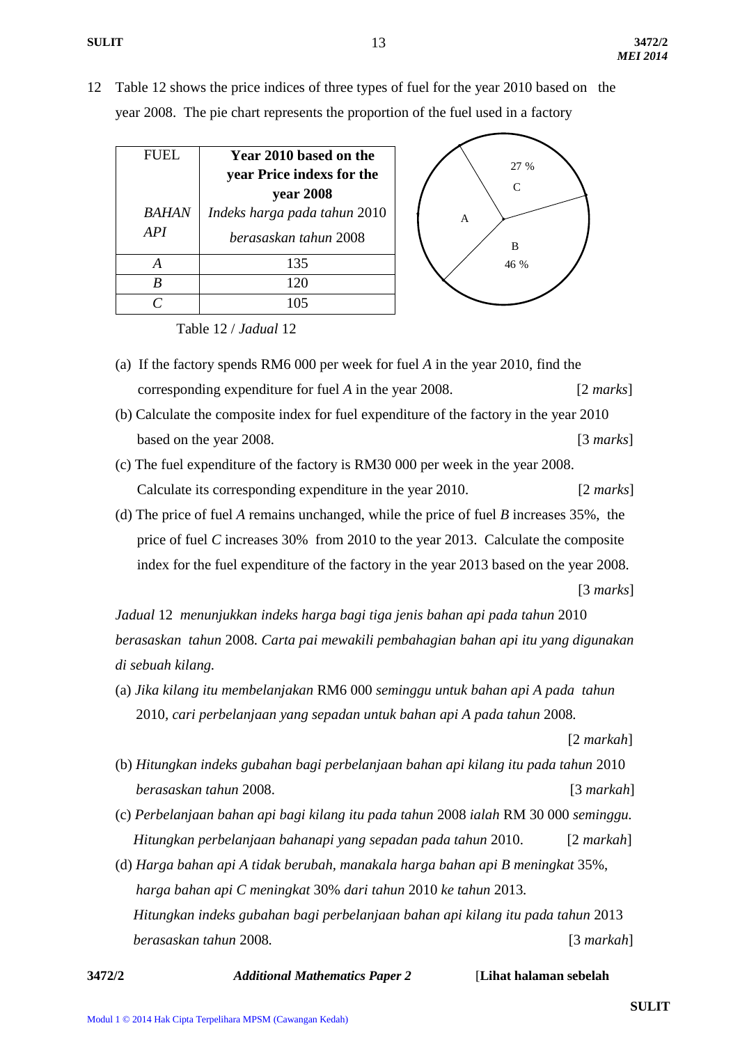12 Table 12 shows the price indices of three types of fuel for the year 2010 based on the year 2008. The pie chart represents the proportion of the fuel used in a factory

| FUEL<br><br>*BAHAN API* | **Year 2010 based on the year Price indexs for the year 2008**<br>*Indeks harga pada tahun* 2010 *berasaskan tahun* 2008 |
|---|---|
| *A* | 135 |
| *B* | 120 |
| *C* | 105 |

Table 12 / *Jadual* 12

A; B 46 %; C 27 %

(a) If the factory spends RM6 000 per week for fuel *A* in the year 2010, find the corresponding expenditure for fuel *A* in the year 2008. [2 *marks*]

(b) Calculate the composite index for fuel expenditure of the factory in the year 2010 based on the year 2008. [3 *marks*]

(c) The fuel expenditure of the factory is RM30 000 per week in the year 2008. Calculate its corresponding expenditure in the year 2010. [2 *marks*]

(d) The price of fuel *A* remains unchanged, while the price of fuel *B* increases 35%, the price of fuel *C* increases 30% from 2010 to the year 2013. Calculate the composite index for the fuel expenditure of the factory in the year 2013 based on the year 2008. [3 *marks*]

*Jadual* 12 *menunjukkan indeks harga bagi tiga jenis bahan api pada tahun* 2010 *berasaskan tahun* 2008*. Carta pai mewakili pembahagian bahan api itu yang digunakan di sebuah kilang.*

(a) *Jika kilang itu membelanjakan* RM6 000 *seminggu untuk bahan api A pada tahun* 2010*, cari perbelanjaan yang sepadan untuk bahan api A pada tahun* 2008*.* [2 *markah*]

(b) *Hitungkan indeks gubahan bagi perbelanjaan bahan api kilang itu pada tahun* 2010 *berasaskan tahun* 2008. [3 *markah*]

(c) *Perbelanjaan bahan api bagi kilang itu pada tahun* 2008 *ialah* RM 30 000 *seminggu. Hitungkan perbelanjaan bahanapi yang sepadan pada tahun* 2010. [2 *markah*]

(d) *Harga bahan api A tidak berubah, manakala harga bahan api B meningkat* 35%, *harga bahan api C meningkat* 30% *dari tahun* 2010 *ke tahun* 2013*. Hitungkan indeks gubahan bagi perbelanjaan bahan api kilang itu pada tahun* 2013 *berasaskan tahun* 2008. [3 *markah*]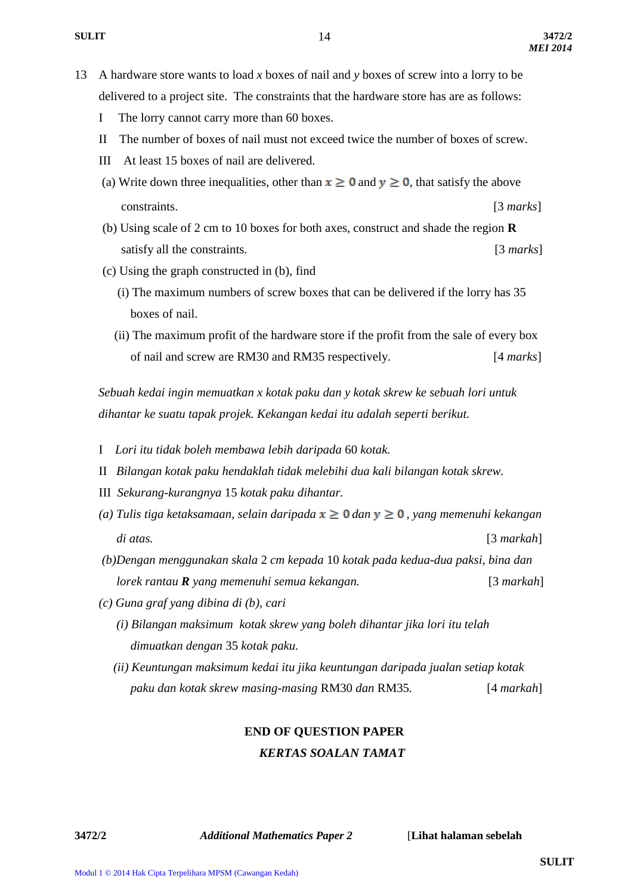13 A hardware store wants to load $x$ boxes of nail and $y$ boxes of screw into a lorry to be delivered to a project site. The constraints that the hardware store has are as follows:

I The lorry cannot carry more than 60 boxes.

II The number of boxes of nail must not exceed twice the number of boxes of screw.

III At least 15 boxes of nail are delivered.

(a) Write down three inequalities, other than $x \geq 0$ and $y \geq 0$, that satisfy the above constraints. [3 *marks*]

(b) Using scale of 2 cm to 10 boxes for both axes, construct and shade the region **R** satisfy all the constraints. [3 *marks*]

(c) Using the graph constructed in (b), find

(i) The maximum numbers of screw boxes that can be delivered if the lorry has 35 boxes of nail.

(ii) The maximum profit of the hardware store if the profit from the sale of every box of nail and screw are RM30 and RM35 respectively. [4 *marks*]

*Sebuah kedai ingin memuatkan x kotak paku dan y kotak skrew ke sebuah lori untuk dihantar ke suatu tapak projek. Kekangan kedai itu adalah seperti berikut.*

I *Lori itu tidak boleh membawa lebih daripada* 60 *kotak.*

II *Bilangan kotak paku hendaklah tidak melebihi dua kali bilangan kotak skrew.*

III *Sekurang-kurangnya* 15 *kotak paku dihantar.*

*(a) Tulis tiga ketaksamaan, selain daripada* $x \geq 0$ *dan* $y \geq 0$ *, yang memenuhi kekangan di atas.* [3 *markah*]

*(b)Dengan menggunakan skala* 2 *cm kepada* 10 *kotak pada kedua-dua paksi, bina dan lorek rantau* ***R*** *yang memenuhi semua kekangan.* [3 *markah*]

*(c) Guna graf yang dibina di (b), cari*

*(i) Bilangan maksimum kotak skrew yang boleh dihantar jika lori itu telah dimuatkan dengan* 35 *kotak paku.*

*(ii) Keuntungan maksimum kedai itu jika keuntungan daripada jualan setiap kotak paku dan kotak skrew masing-masing* RM30 *dan* RM35*.* [4 *markah*]

**END OF QUESTION PAPER**

***KERTAS SOALAN TAMAT***